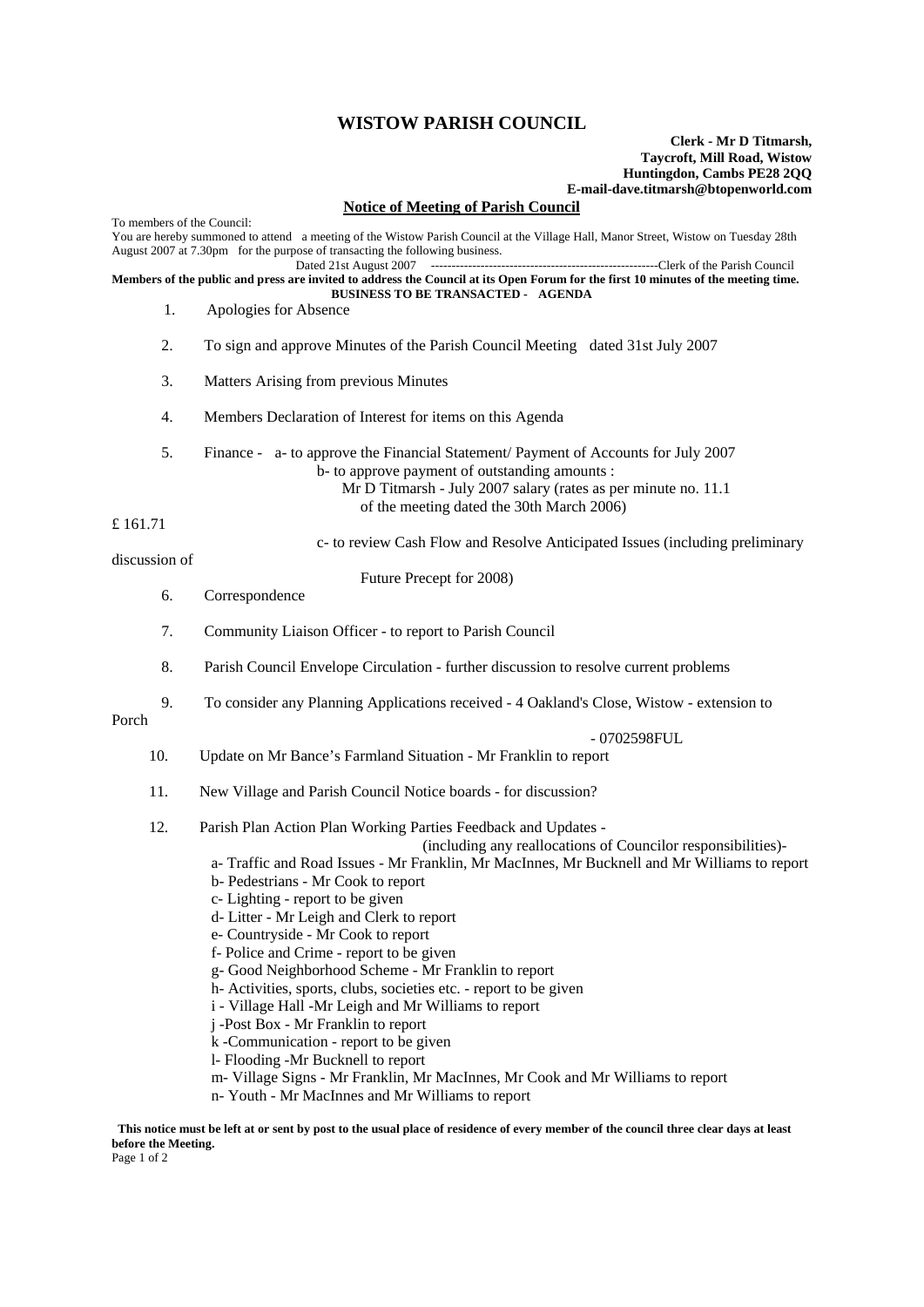# WISTOW PARISH COUNCIL

**Clerk - Mr D Titmarsh,**
**Taycroft, Mill Road, Wistow**
**Huntingdon, Cambs PE28 2QQ**
**E-mail-dave.titmarsh@btopenworld.com**

## Notice of Meeting of Parish Council

To members of the Council:

You are hereby summoned to attend a meeting of the Wistow Parish Council at the Village Hall, Manor Street, Wistow on Tuesday 28th August 2007 at 7.30pm for the purpose of transacting the following business.

Dated 21st August 2007 ------------------------------------------------------Clerk of the Parish Council

**Members of the public and press are invited to address the Council at its Open Forum for the first 10 minutes of the meeting time.**

**BUSINESS TO BE TRANSACTED - AGENDA**

1. Apologies for Absence
2. To sign and approve Minutes of the Parish Council Meeting dated 31st July 2007
3. Matters Arising from previous Minutes
4. Members Declaration of Interest for items on this Agenda
5. Finance - a- to approve the Financial Statement/ Payment of Accounts for July 2007
   b- to approve payment of outstanding amounts :
   Mr D Titmarsh - July 2007 salary (rates as per minute no. 11.1 of the meeting dated the 30th March 2006) £ 161.71
   c- to review Cash Flow and Resolve Anticipated Issues (including preliminary discussion of Future Precept for 2008)
6. Correspondence
7. Community Liaison Officer - to report to Parish Council
8. Parish Council Envelope Circulation - further discussion to resolve current problems
9. To consider any Planning Applications received - 4 Oakland's Close, Wistow - extension to Porch - 0702598FUL
10. Update on Mr Bance's Farmland Situation - Mr Franklin to report
11. New Village and Parish Council Notice boards - for discussion?
12. Parish Plan Action Plan Working Parties Feedback and Updates - (including any reallocations of Councilor responsibilities)-
    a- Traffic and Road Issues - Mr Franklin, Mr MacInnes, Mr Bucknell and Mr Williams to report
    b- Pedestrians - Mr Cook to report
    c- Lighting - report to be given
    d- Litter - Mr Leigh and Clerk to report
    e- Countryside - Mr Cook to report
    f- Police and Crime - report to be given
    g- Good Neighborhood Scheme - Mr Franklin to report
    h- Activities, sports, clubs, societies etc. - report to be given
    i - Village Hall -Mr Leigh and Mr Williams to report
    j -Post Box - Mr Franklin to report
    k -Communication - report to be given
    l- Flooding -Mr Bucknell to report
    m- Village Signs - Mr Franklin, Mr MacInnes, Mr Cook and Mr Williams to report
    n- Youth - Mr MacInnes and Mr Williams to report

**This notice must be left at or sent by post to the usual place of residence of every member of the council three clear days at least before the Meeting.**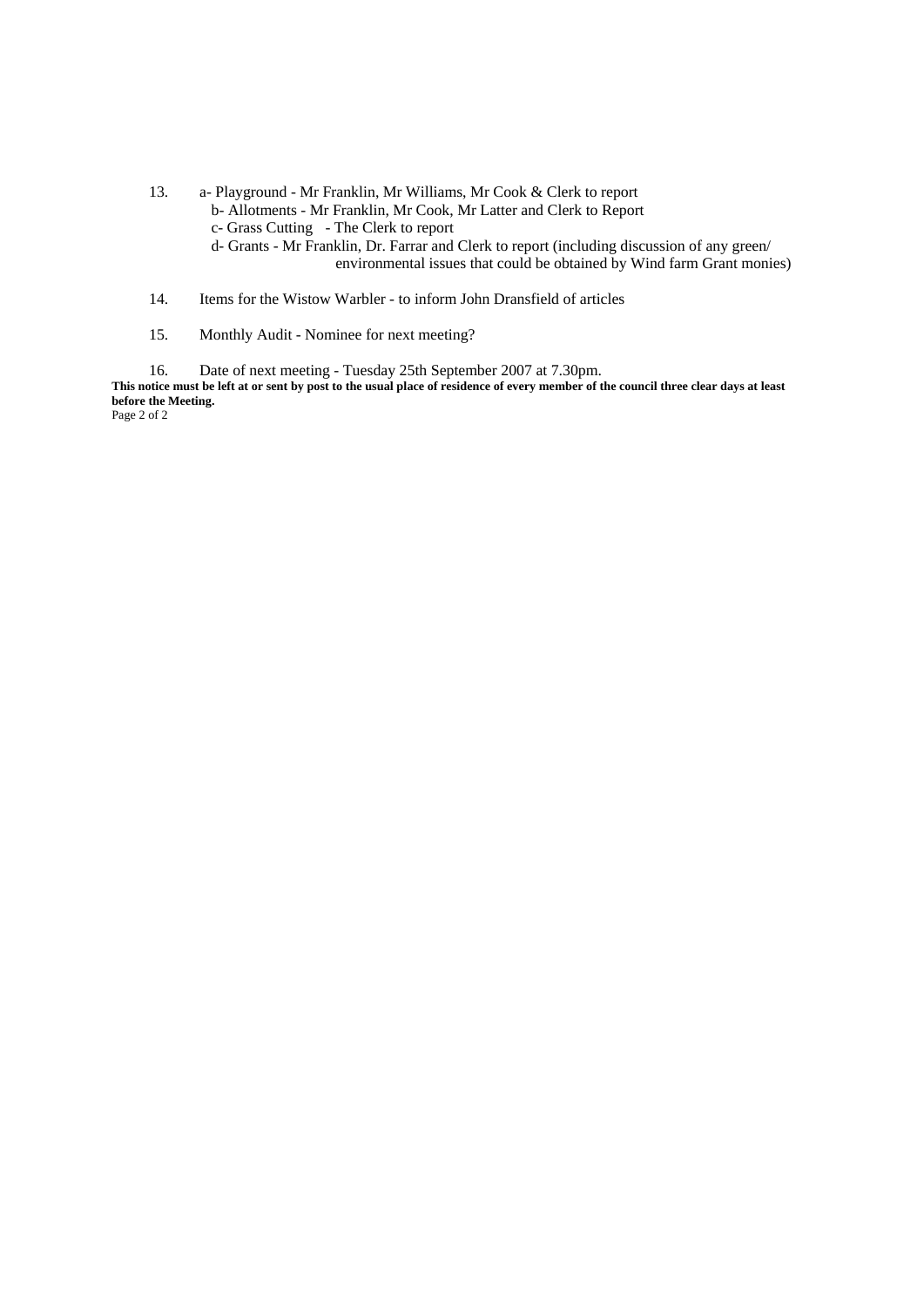13. a- Playground - Mr Franklin, Mr Williams, Mr Cook & Clerk to report
    b- Allotments - Mr Franklin, Mr Cook, Mr Latter and Clerk to Report
    c- Grass Cutting - The Clerk to report
    d- Grants - Mr Franklin, Dr. Farrar and Clerk to report (including discussion of any green/ environmental issues that could be obtained by Wind farm Grant monies)

14. Items for the Wistow Warbler - to inform John Dransfield of articles

15. Monthly Audit - Nominee for next meeting?

16. Date of next meeting - Tuesday 25th September 2007 at 7.30pm.

**This notice must be left at or sent by post to the usual place of residence of every member of the council three clear days at least before the Meeting.**